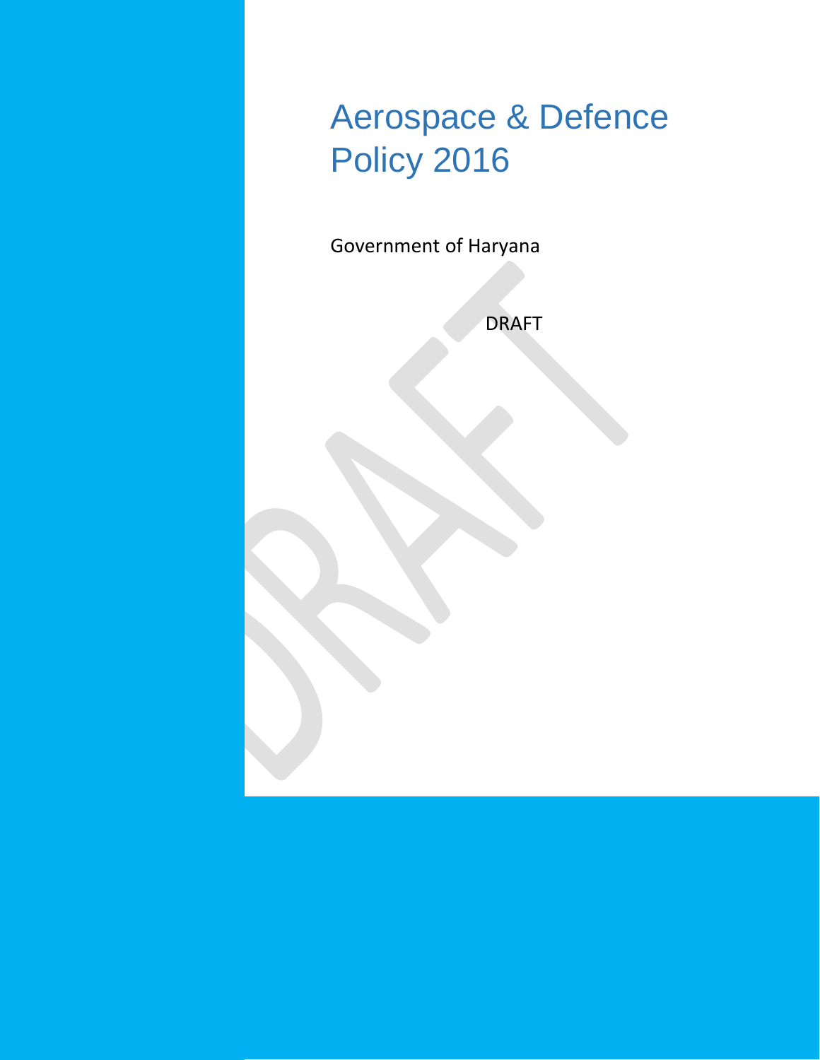# Aerospace & Defence Policy 2016

Government of Haryana

DRAFT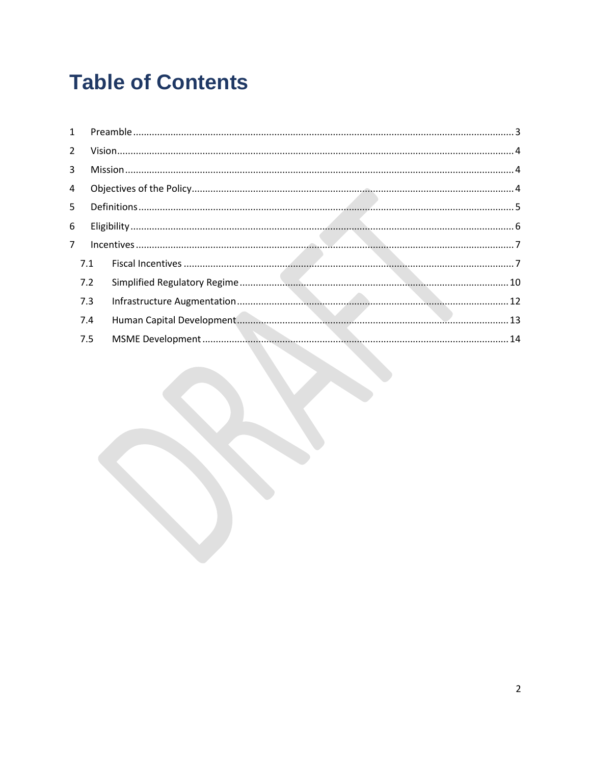# Table of Contents

1 Preamble ..... 3

2 Vision ..... 4

3 Mission ..... 4

4 Objectives of the Policy ..... 4

5 Definitions ..... 5

6 Eligibility ..... 6

7 Incentives ..... 7

- 7.1 Fiscal Incentives ..... 7
- 7.2 Simplified Regulatory Regime ..... 10
- 7.3 Infrastructure Augmentation ..... 12
- 7.4 Human Capital Development ..... 13
- 7.5 MSME Development ..... 14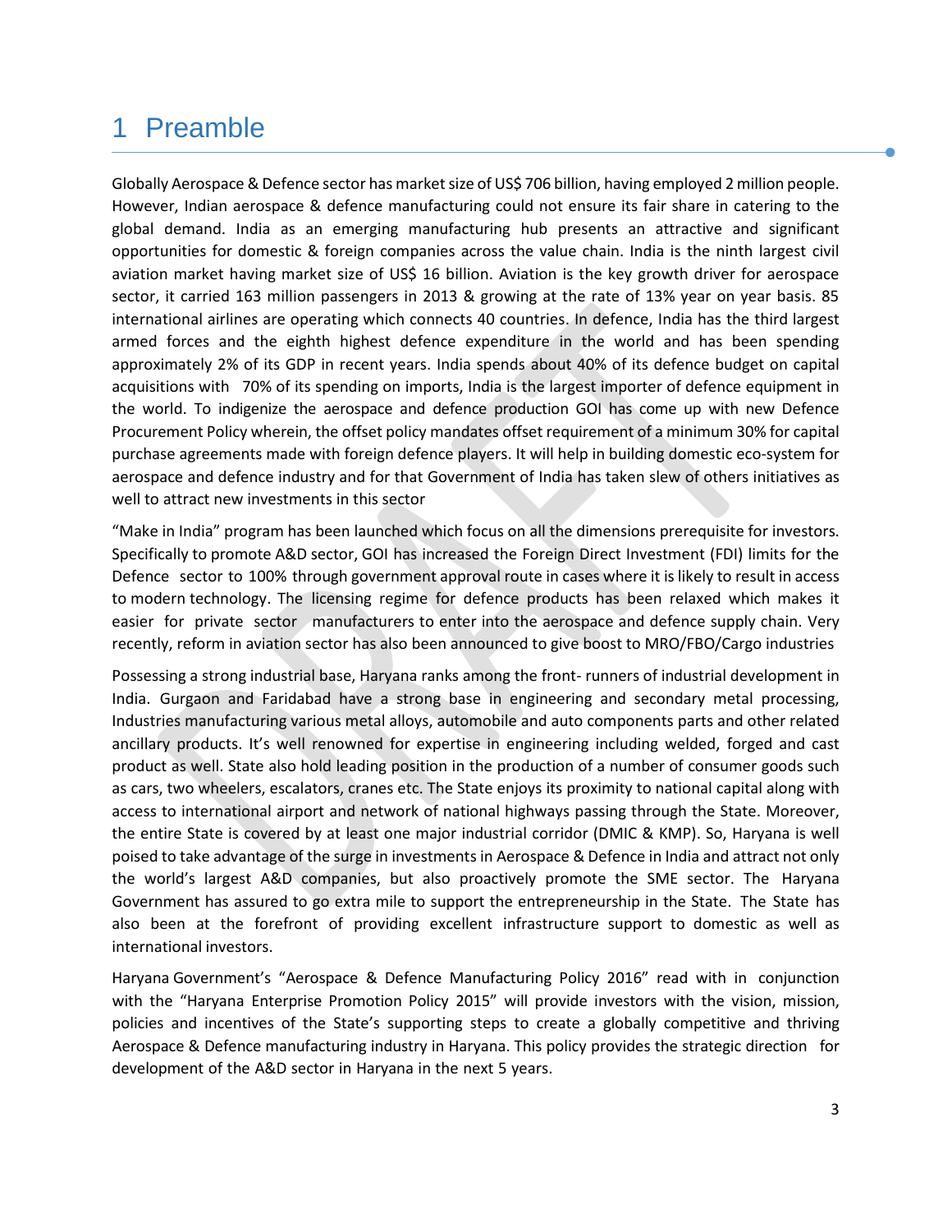# 1 Preamble

Globally Aerospace & Defence sector has market size of US$ 706 billion, having employed 2 million people. However, Indian aerospace & defence manufacturing could not ensure its fair share in catering to the global demand. India as an emerging manufacturing hub presents an attractive and significant opportunities for domestic & foreign companies across the value chain. India is the ninth largest civil aviation market having market size of US$ 16 billion. Aviation is the key growth driver for aerospace sector, it carried 163 million passengers in 2013 & growing at the rate of 13% year on year basis. 85 international airlines are operating which connects 40 countries. In defence, India has the third largest armed forces and the eighth highest defence expenditure in the world and has been spending approximately 2% of its GDP in recent years. India spends about 40% of its defence budget on capital acquisitions with 70% of its spending on imports, India is the largest importer of defence equipment in the world. To indigenize the aerospace and defence production GOI has come up with new Defence Procurement Policy wherein, the offset policy mandates offset requirement of a minimum 30% for capital purchase agreements made with foreign defence players. It will help in building domestic eco-system for aerospace and defence industry and for that Government of India has taken slew of others initiatives as well to attract new investments in this sector

"Make in India" program has been launched which focus on all the dimensions prerequisite for investors. Specifically to promote A&D sector, GOI has increased the Foreign Direct Investment (FDI) limits for the Defence sector to 100% through government approval route in cases where it is likely to result in access to modern technology. The licensing regime for defence products has been relaxed which makes it easier for private sector manufacturers to enter into the aerospace and defence supply chain. Very recently, reform in aviation sector has also been announced to give boost to MRO/FBO/Cargo industries

Possessing a strong industrial base, Haryana ranks among the front- runners of industrial development in India. Gurgaon and Faridabad have a strong base in engineering and secondary metal processing, Industries manufacturing various metal alloys, automobile and auto components parts and other related ancillary products. It's well renowned for expertise in engineering including welded, forged and cast product as well. State also hold leading position in the production of a number of consumer goods such as cars, two wheelers, escalators, cranes etc. The State enjoys its proximity to national capital along with access to international airport and network of national highways passing through the State. Moreover, the entire State is covered by at least one major industrial corridor (DMIC & KMP). So, Haryana is well poised to take advantage of the surge in investments in Aerospace & Defence in India and attract not only the world's largest A&D companies, but also proactively promote the SME sector. The Haryana Government has assured to go extra mile to support the entrepreneurship in the State. The State has also been at the forefront of providing excellent infrastructure support to domestic as well as international investors.

Haryana Government's "Aerospace & Defence Manufacturing Policy 2016" read with in conjunction with the "Haryana Enterprise Promotion Policy 2015" will provide investors with the vision, mission, policies and incentives of the State's supporting steps to create a globally competitive and thriving Aerospace & Defence manufacturing industry in Haryana. This policy provides the strategic direction for development of the A&D sector in Haryana in the next 5 years.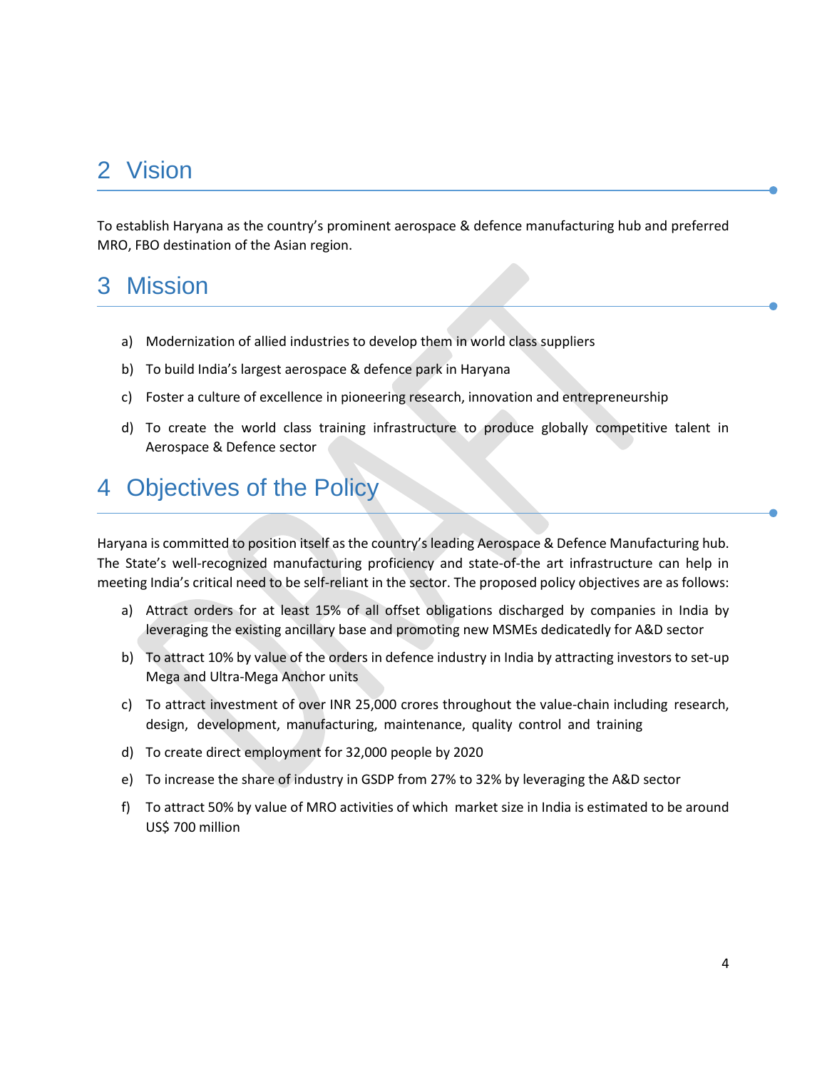## 2 Vision

To establish Haryana as the country's prominent aerospace & defence manufacturing hub and preferred MRO, FBO destination of the Asian region.

## 3 Mission

a) Modernization of allied industries to develop them in world class suppliers

b) To build India's largest aerospace & defence park in Haryana

c) Foster a culture of excellence in pioneering research, innovation and entrepreneurship

d) To create the world class training infrastructure to produce globally competitive talent in Aerospace & Defence sector

## 4 Objectives of the Policy

Haryana is committed to position itself as the country's leading Aerospace & Defence Manufacturing hub. The State's well-recognized manufacturing proficiency and state-of-the art infrastructure can help in meeting India's critical need to be self-reliant in the sector. The proposed policy objectives are as follows:

a) Attract orders for at least 15% of all offset obligations discharged by companies in India by leveraging the existing ancillary base and promoting new MSMEs dedicatedly for A&D sector

b) To attract 10% by value of the orders in defence industry in India by attracting investors to set-up Mega and Ultra-Mega Anchor units

c) To attract investment of over INR 25,000 crores throughout the value-chain including research, design, development, manufacturing, maintenance, quality control and training

d) To create direct employment for 32,000 people by 2020

e) To increase the share of industry in GSDP from 27% to 32% by leveraging the A&D sector

f) To attract 50% by value of MRO activities of which market size in India is estimated to be around US$ 700 million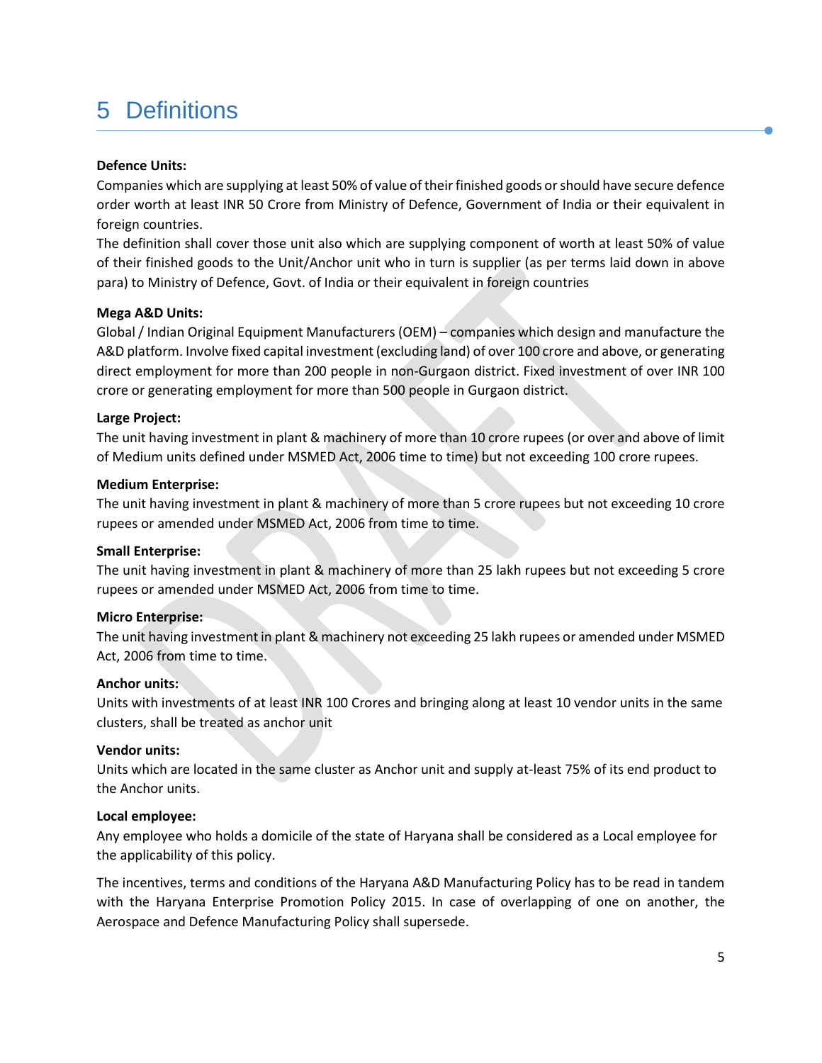# 5 Definitions

**Defence Units:**

Companies which are supplying at least 50% of value of their finished goods or should have secure defence order worth at least INR 50 Crore from Ministry of Defence, Government of India or their equivalent in foreign countries.

The definition shall cover those unit also which are supplying component of worth at least 50% of value of their finished goods to the Unit/Anchor unit who in turn is supplier (as per terms laid down in above para) to Ministry of Defence, Govt. of India or their equivalent in foreign countries

**Mega A&D Units:**

Global / Indian Original Equipment Manufacturers (OEM) – companies which design and manufacture the A&D platform. Involve fixed capital investment (excluding land) of over 100 crore and above, or generating direct employment for more than 200 people in non-Gurgaon district. Fixed investment of over INR 100 crore or generating employment for more than 500 people in Gurgaon district.

**Large Project:**

The unit having investment in plant & machinery of more than 10 crore rupees (or over and above of limit of Medium units defined under MSMED Act, 2006 time to time) but not exceeding 100 crore rupees.

**Medium Enterprise:**

The unit having investment in plant & machinery of more than 5 crore rupees but not exceeding 10 crore rupees or amended under MSMED Act, 2006 from time to time.

**Small Enterprise:**

The unit having investment in plant & machinery of more than 25 lakh rupees but not exceeding 5 crore rupees or amended under MSMED Act, 2006 from time to time.

**Micro Enterprise:**

The unit having investment in plant & machinery not exceeding 25 lakh rupees or amended under MSMED Act, 2006 from time to time.

**Anchor units:**

Units with investments of at least INR 100 Crores and bringing along at least 10 vendor units in the same clusters, shall be treated as anchor unit

**Vendor units:**

Units which are located in the same cluster as Anchor unit and supply at-least 75% of its end product to the Anchor units.

**Local employee:**

Any employee who holds a domicile of the state of Haryana shall be considered as a Local employee for the applicability of this policy.

The incentives, terms and conditions of the Haryana A&D Manufacturing Policy has to be read in tandem with the Haryana Enterprise Promotion Policy 2015. In case of overlapping of one on another, the Aerospace and Defence Manufacturing Policy shall supersede.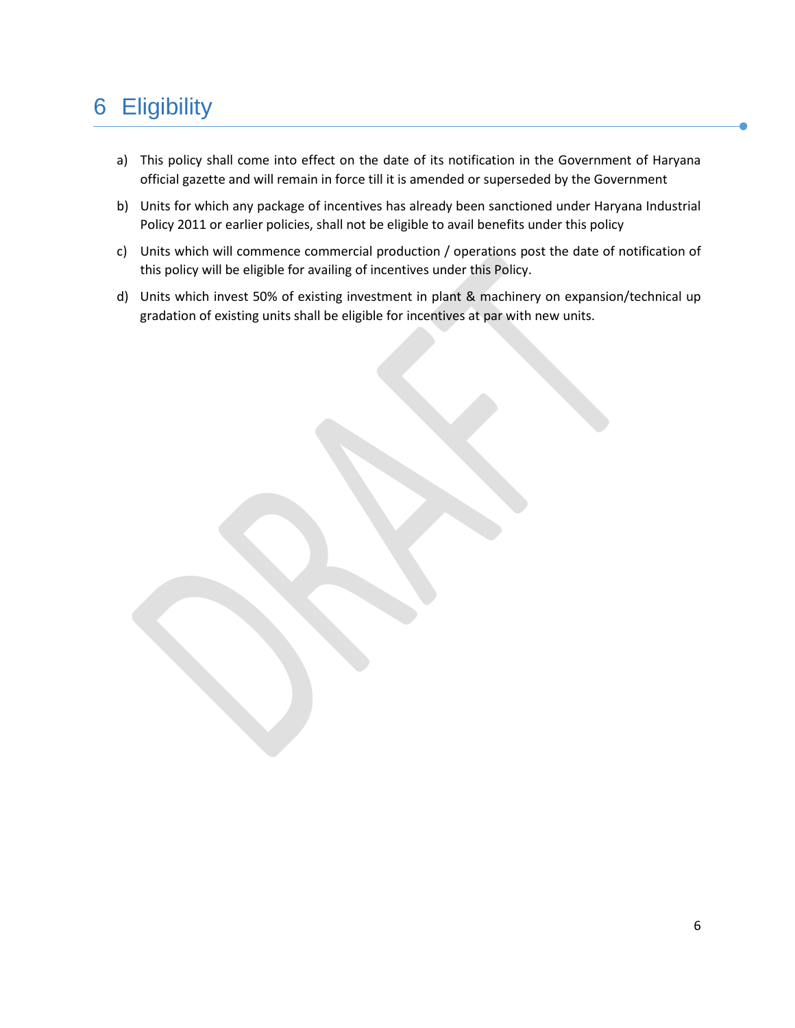# 6 Eligibility

a) This policy shall come into effect on the date of its notification in the Government of Haryana official gazette and will remain in force till it is amended or superseded by the Government

b) Units for which any package of incentives has already been sanctioned under Haryana Industrial Policy 2011 or earlier policies, shall not be eligible to avail benefits under this policy

c) Units which will commence commercial production / operations post the date of notification of this policy will be eligible for availing of incentives under this Policy.

d) Units which invest 50% of existing investment in plant & machinery on expansion/technical up gradation of existing units shall be eligible for incentives at par with new units.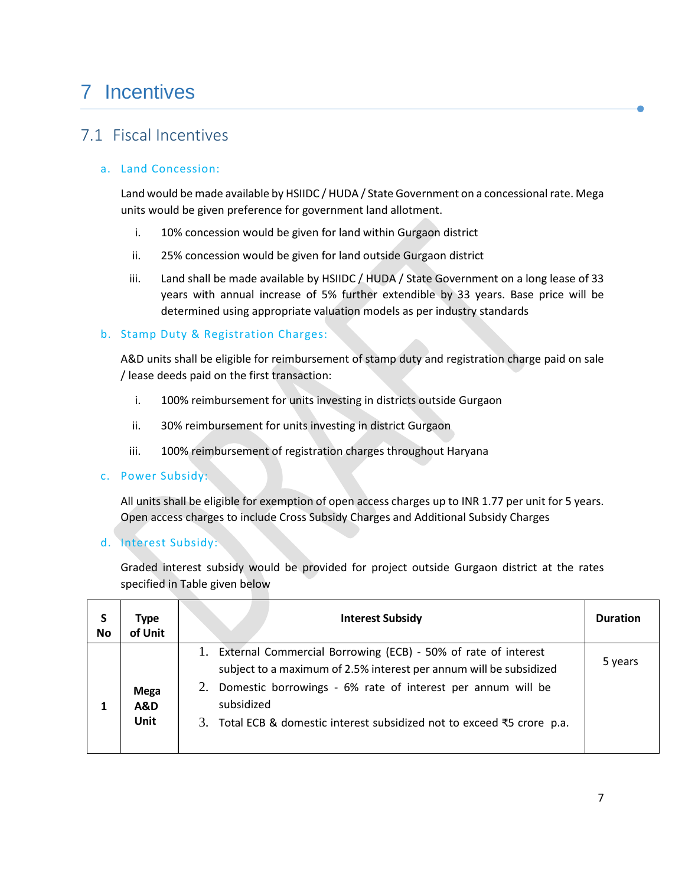# 7 Incentives

## 7.1 Fiscal Incentives

### a. Land Concession:

Land would be made available by HSIIDC / HUDA / State Government on a concessional rate. Mega units would be given preference for government land allotment.

i. 10% concession would be given for land within Gurgaon district

ii. 25% concession would be given for land outside Gurgaon district

iii. Land shall be made available by HSIIDC / HUDA / State Government on a long lease of 33 years with annual increase of 5% further extendible by 33 years. Base price will be determined using appropriate valuation models as per industry standards

### b. Stamp Duty & Registration Charges:

A&D units shall be eligible for reimbursement of stamp duty and registration charge paid on sale / lease deeds paid on the first transaction:

i. 100% reimbursement for units investing in districts outside Gurgaon

ii. 30% reimbursement for units investing in district Gurgaon

iii. 100% reimbursement of registration charges throughout Haryana

### c. Power Subsidy:

All units shall be eligible for exemption of open access charges up to INR 1.77 per unit for 5 years. Open access charges to include Cross Subsidy Charges and Additional Subsidy Charges

### d. Interest Subsidy:

Graded interest subsidy would be provided for project outside Gurgaon district at the rates specified in Table given below

| S No | Type of Unit | Interest Subsidy | Duration |
|---|---|---|---|
| 1 | **Mega A&D Unit** | 1. External Commercial Borrowing (ECB) - 50% of rate of interest subject to a maximum of 2.5% interest per annum will be subsidized<br>2. Domestic borrowings - 6% rate of interest per annum will be subsidized<br>3. Total ECB & domestic interest subsidized not to exceed ₹5 crore p.a. | 5 years |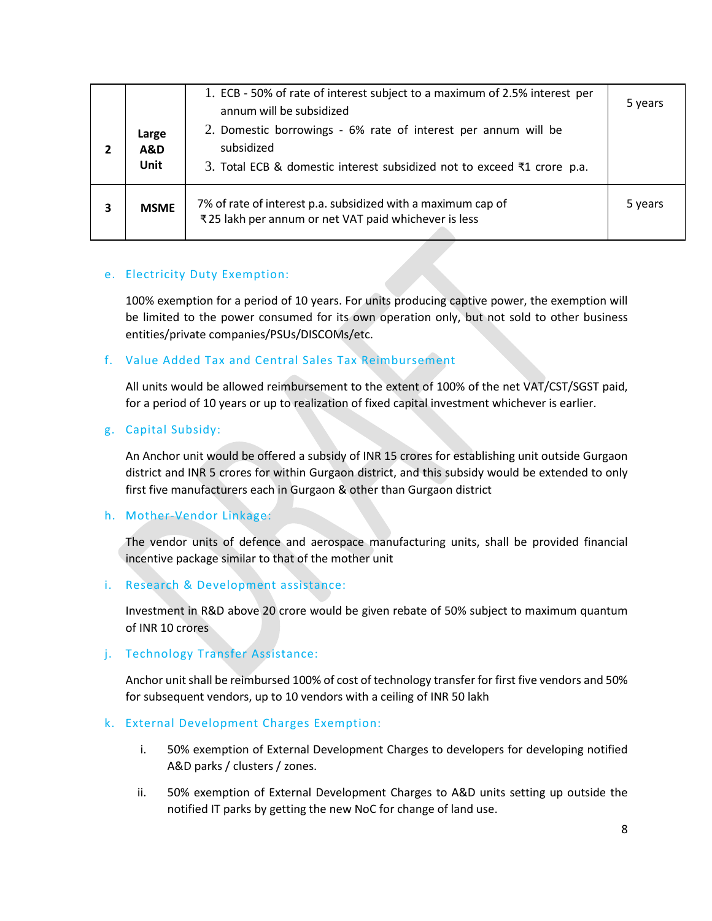| | | | |
|---|---|---|---|
| 2 | **Large A&D Unit** | 1. ECB - 50% of rate of interest subject to a maximum of 2.5% interest per annum will be subsidized<br>2. Domestic borrowings - 6% rate of interest per annum will be subsidized<br>3. Total ECB & domestic interest subsidized not to exceed ₹1 crore p.a. | 5 years |
| 3 | **MSME** | 7% of rate of interest p.a. subsidized with a maximum cap of ₹25 lakh per annum or net VAT paid whichever is less | 5 years |

e. Electricity Duty Exemption:

100% exemption for a period of 10 years. For units producing captive power, the exemption will be limited to the power consumed for its own operation only, but not sold to other business entities/private companies/PSUs/DISCOMs/etc.

f. Value Added Tax and Central Sales Tax Reimbursement

All units would be allowed reimbursement to the extent of 100% of the net VAT/CST/SGST paid, for a period of 10 years or up to realization of fixed capital investment whichever is earlier.

g. Capital Subsidy:

An Anchor unit would be offered a subsidy of INR 15 crores for establishing unit outside Gurgaon district and INR 5 crores for within Gurgaon district, and this subsidy would be extended to only first five manufacturers each in Gurgaon & other than Gurgaon district

h. Mother-Vendor Linkage:

The vendor units of defence and aerospace manufacturing units, shall be provided financial incentive package similar to that of the mother unit

i. Research & Development assistance:

Investment in R&D above 20 crore would be given rebate of 50% subject to maximum quantum of INR 10 crores

j. Technology Transfer Assistance:

Anchor unit shall be reimbursed 100% of cost of technology transfer for first five vendors and 50% for subsequent vendors, up to 10 vendors with a ceiling of INR 50 lakh

k. External Development Charges Exemption:

i. 50% exemption of External Development Charges to developers for developing notified A&D parks / clusters / zones.

ii. 50% exemption of External Development Charges to A&D units setting up outside the notified IT parks by getting the new NoC for change of land use.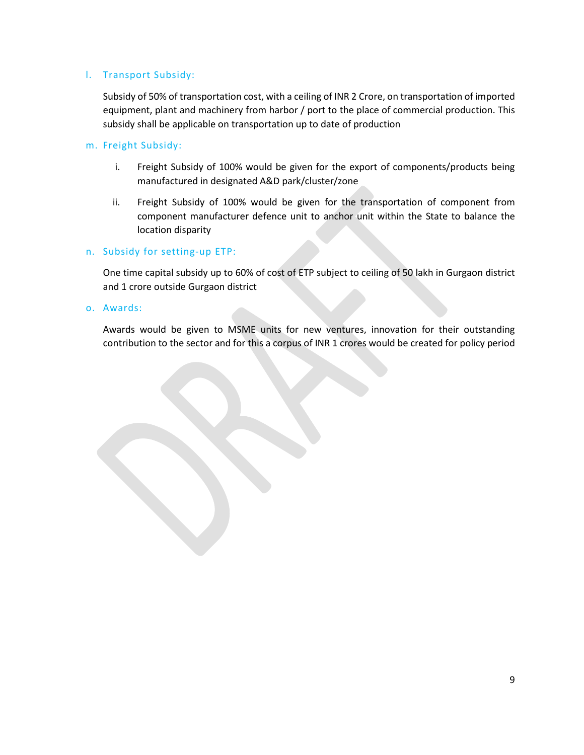l. Transport Subsidy:

Subsidy of 50% of transportation cost, with a ceiling of INR 2 Crore, on transportation of imported equipment, plant and machinery from harbor / port to the place of commercial production. This subsidy shall be applicable on transportation up to date of production

m. Freight Subsidy:

i. Freight Subsidy of 100% would be given for the export of components/products being manufactured in designated A&D park/cluster/zone

ii. Freight Subsidy of 100% would be given for the transportation of component from component manufacturer defence unit to anchor unit within the State to balance the location disparity

n. Subsidy for setting-up ETP:

One time capital subsidy up to 60% of cost of ETP subject to ceiling of 50 lakh in Gurgaon district and 1 crore outside Gurgaon district

o. Awards:

Awards would be given to MSME units for new ventures, innovation for their outstanding contribution to the sector and for this a corpus of INR 1 crores would be created for policy period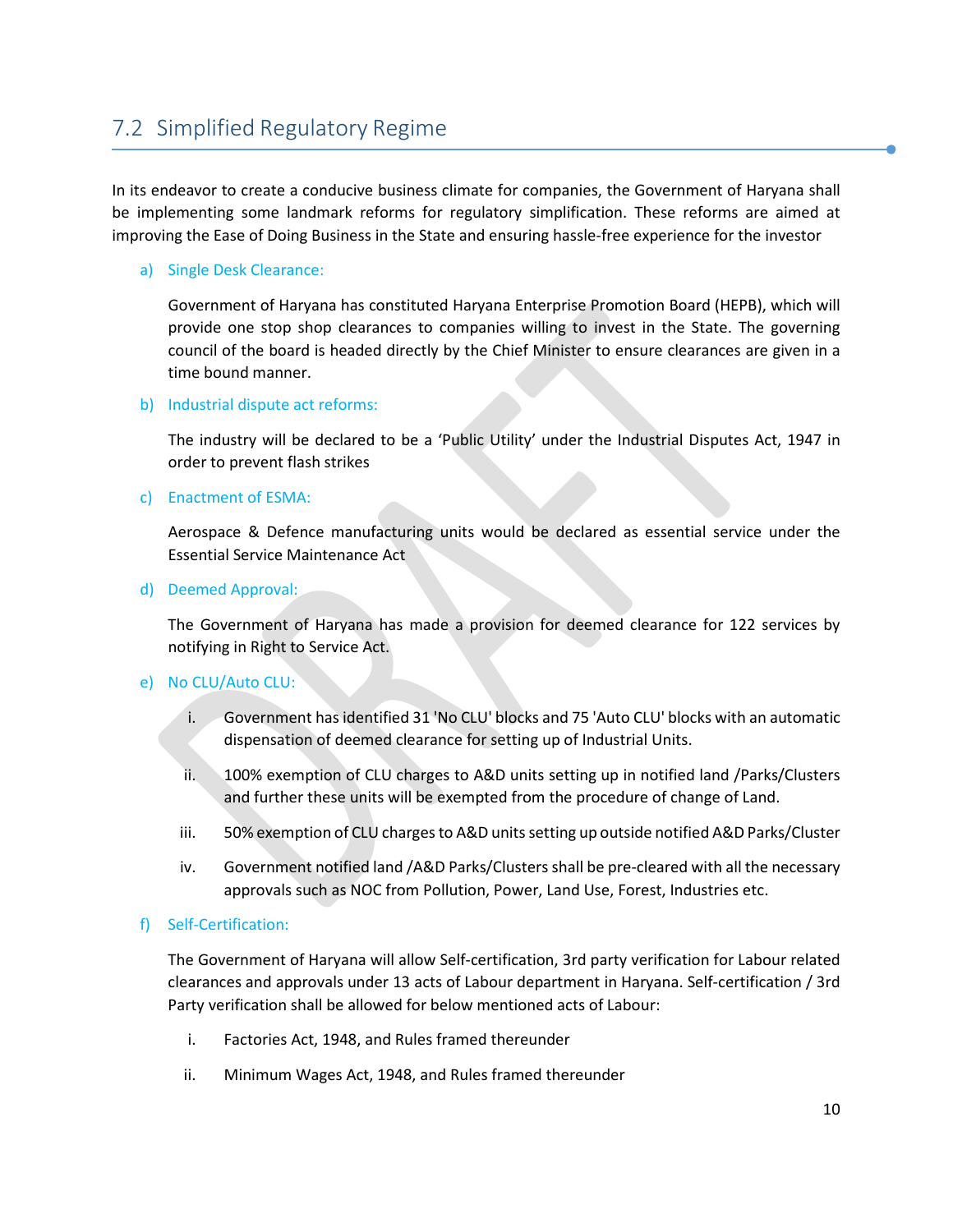## 7.2 Simplified Regulatory Regime

In its endeavor to create a conducive business climate for companies, the Government of Haryana shall be implementing some landmark reforms for regulatory simplification. These reforms are aimed at improving the Ease of Doing Business in the State and ensuring hassle-free experience for the investor

a) Single Desk Clearance:

Government of Haryana has constituted Haryana Enterprise Promotion Board (HEPB), which will provide one stop shop clearances to companies willing to invest in the State. The governing council of the board is headed directly by the Chief Minister to ensure clearances are given in a time bound manner.

b) Industrial dispute act reforms:

The industry will be declared to be a 'Public Utility' under the Industrial Disputes Act, 1947 in order to prevent flash strikes

c) Enactment of ESMA:

Aerospace & Defence manufacturing units would be declared as essential service under the Essential Service Maintenance Act

d) Deemed Approval:

The Government of Haryana has made a provision for deemed clearance for 122 services by notifying in Right to Service Act.

e) No CLU/Auto CLU:

i. Government has identified 31 'No CLU' blocks and 75 'Auto CLU' blocks with an automatic dispensation of deemed clearance for setting up of Industrial Units.

ii. 100% exemption of CLU charges to A&D units setting up in notified land /Parks/Clusters and further these units will be exempted from the procedure of change of Land.

iii. 50% exemption of CLU charges to A&D units setting up outside notified A&D Parks/Cluster

iv. Government notified land /A&D Parks/Clusters shall be pre-cleared with all the necessary approvals such as NOC from Pollution, Power, Land Use, Forest, Industries etc.

f) Self-Certification:

The Government of Haryana will allow Self-certification, 3rd party verification for Labour related clearances and approvals under 13 acts of Labour department in Haryana. Self-certification / 3rd Party verification shall be allowed for below mentioned acts of Labour:

i. Factories Act, 1948, and Rules framed thereunder

ii. Minimum Wages Act, 1948, and Rules framed thereunder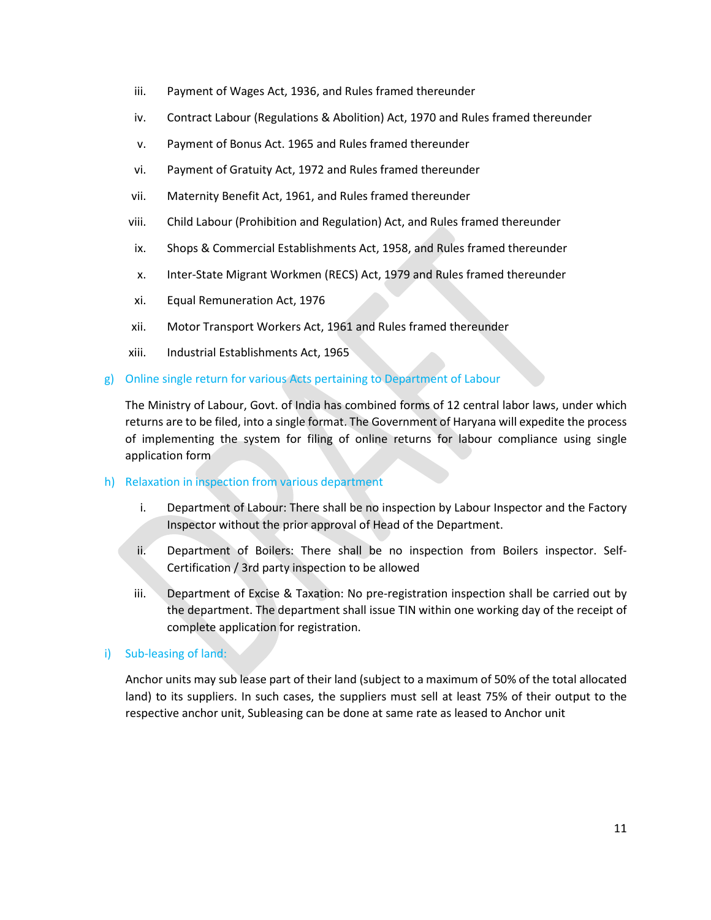iii. Payment of Wages Act, 1936, and Rules framed thereunder

iv. Contract Labour (Regulations & Abolition) Act, 1970 and Rules framed thereunder

v. Payment of Bonus Act. 1965 and Rules framed thereunder

vi. Payment of Gratuity Act, 1972 and Rules framed thereunder

vii. Maternity Benefit Act, 1961, and Rules framed thereunder

viii. Child Labour (Prohibition and Regulation) Act, and Rules framed thereunder

ix. Shops & Commercial Establishments Act, 1958, and Rules framed thereunder

x. Inter-State Migrant Workmen (RECS) Act, 1979 and Rules framed thereunder

xi. Equal Remuneration Act, 1976

xii. Motor Transport Workers Act, 1961 and Rules framed thereunder

xiii. Industrial Establishments Act, 1965

### g) Online single return for various Acts pertaining to Department of Labour

The Ministry of Labour, Govt. of India has combined forms of 12 central labor laws, under which returns are to be filed, into a single format. The Government of Haryana will expedite the process of implementing the system for filing of online returns for labour compliance using single application form

### h) Relaxation in inspection from various department

i. Department of Labour: There shall be no inspection by Labour Inspector and the Factory Inspector without the prior approval of Head of the Department.

ii. Department of Boilers: There shall be no inspection from Boilers inspector. Self-Certification / 3rd party inspection to be allowed

iii. Department of Excise & Taxation: No pre-registration inspection shall be carried out by the department. The department shall issue TIN within one working day of the receipt of complete application for registration.

### i) Sub-leasing of land:

Anchor units may sub lease part of their land (subject to a maximum of 50% of the total allocated land) to its suppliers. In such cases, the suppliers must sell at least 75% of their output to the respective anchor unit, Subleasing can be done at same rate as leased to Anchor unit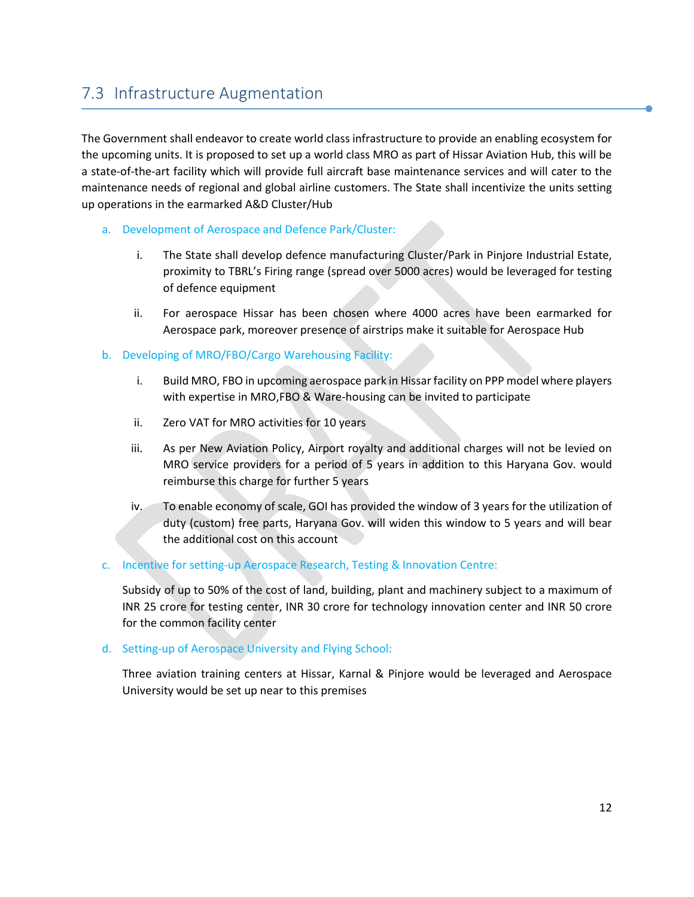## 7.3 Infrastructure Augmentation

The Government shall endeavor to create world class infrastructure to provide an enabling ecosystem for the upcoming units. It is proposed to set up a world class MRO as part of Hissar Aviation Hub, this will be a state-of-the-art facility which will provide full aircraft base maintenance services and will cater to the maintenance needs of regional and global airline customers. The State shall incentivize the units setting up operations in the earmarked A&D Cluster/Hub

a. Development of Aerospace and Defence Park/Cluster:

   i. The State shall develop defence manufacturing Cluster/Park in Pinjore Industrial Estate, proximity to TBRL's Firing range (spread over 5000 acres) would be leveraged for testing of defence equipment

   ii. For aerospace Hissar has been chosen where 4000 acres have been earmarked for Aerospace park, moreover presence of airstrips make it suitable for Aerospace Hub

b. Developing of MRO/FBO/Cargo Warehousing Facility:

   i. Build MRO, FBO in upcoming aerospace park in Hissar facility on PPP model where players with expertise in MRO,FBO & Ware-housing can be invited to participate

   ii. Zero VAT for MRO activities for 10 years

   iii. As per New Aviation Policy, Airport royalty and additional charges will not be levied on MRO service providers for a period of 5 years in addition to this Haryana Gov. would reimburse this charge for further 5 years

   iv. To enable economy of scale, GOI has provided the window of 3 years for the utilization of duty (custom) free parts, Haryana Gov. will widen this window to 5 years and will bear the additional cost on this account

c. Incentive for setting-up Aerospace Research, Testing & Innovation Centre:

   Subsidy of up to 50% of the cost of land, building, plant and machinery subject to a maximum of INR 25 crore for testing center, INR 30 crore for technology innovation center and INR 50 crore for the common facility center

d. Setting-up of Aerospace University and Flying School:

   Three aviation training centers at Hissar, Karnal & Pinjore would be leveraged and Aerospace University would be set up near to this premises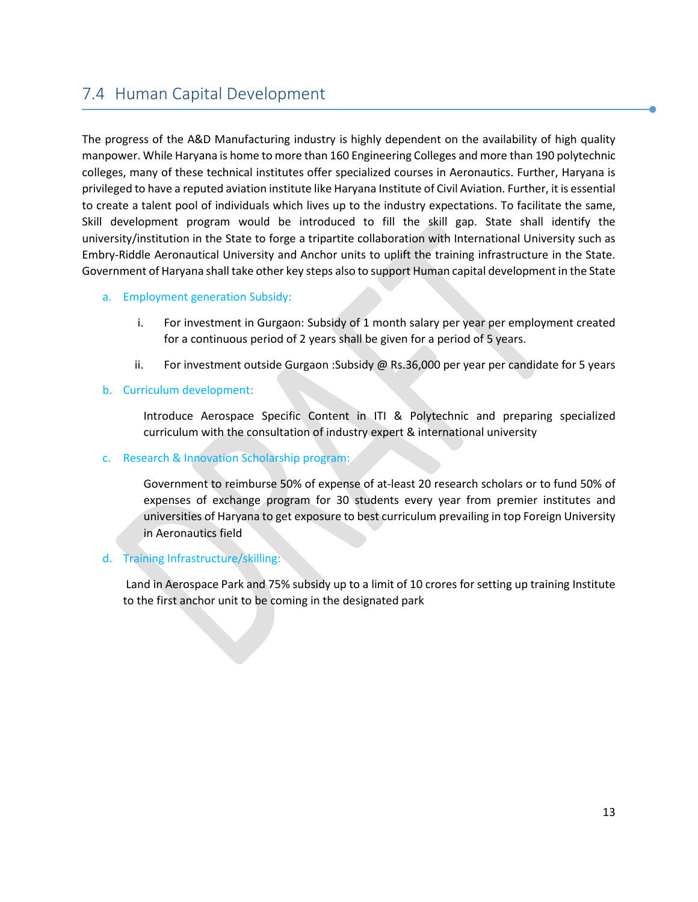## 7.4 Human Capital Development

The progress of the A&D Manufacturing industry is highly dependent on the availability of high quality manpower. While Haryana is home to more than 160 Engineering Colleges and more than 190 polytechnic colleges, many of these technical institutes offer specialized courses in Aeronautics. Further, Haryana is privileged to have a reputed aviation institute like Haryana Institute of Civil Aviation. Further, it is essential to create a talent pool of individuals which lives up to the industry expectations. To facilitate the same, Skill development program would be introduced to fill the skill gap. State shall identify the university/institution in the State to forge a tripartite collaboration with International University such as Embry-Riddle Aeronautical University and Anchor units to uplift the training infrastructure in the State. Government of Haryana shall take other key steps also to support Human capital development in the State

a. Employment generation Subsidy:

   i. For investment in Gurgaon: Subsidy of 1 month salary per year per employment created for a continuous period of 2 years shall be given for a period of 5 years.

   ii. For investment outside Gurgaon :Subsidy @ Rs.36,000 per year per candidate for 5 years

b. Curriculum development:

   Introduce Aerospace Specific Content in ITI & Polytechnic and preparing specialized curriculum with the consultation of industry expert & international university

c. Research & Innovation Scholarship program:

   Government to reimburse 50% of expense of at-least 20 research scholars or to fund 50% of expenses of exchange program for 30 students every year from premier institutes and universities of Haryana to get exposure to best curriculum prevailing in top Foreign University in Aeronautics field

d. Training Infrastructure/skilling:

   Land in Aerospace Park and 75% subsidy up to a limit of 10 crores for setting up training Institute to the first anchor unit to be coming in the designated park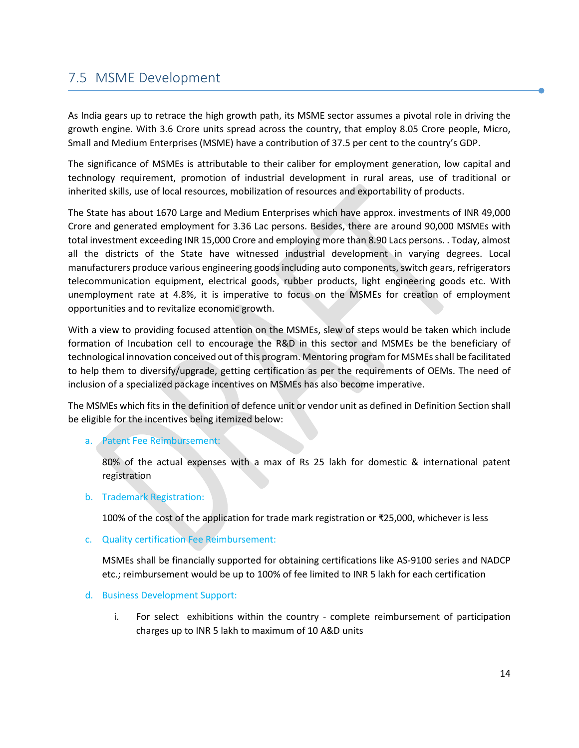## 7.5 MSME Development

As India gears up to retrace the high growth path, its MSME sector assumes a pivotal role in driving the growth engine. With 3.6 Crore units spread across the country, that employ 8.05 Crore people, Micro, Small and Medium Enterprises (MSME) have a contribution of 37.5 per cent to the country's GDP.

The significance of MSMEs is attributable to their caliber for employment generation, low capital and technology requirement, promotion of industrial development in rural areas, use of traditional or inherited skills, use of local resources, mobilization of resources and exportability of products.

The State has about 1670 Large and Medium Enterprises which have approx. investments of INR 49,000 Crore and generated employment for 3.36 Lac persons. Besides, there are around 90,000 MSMEs with total investment exceeding INR 15,000 Crore and employing more than 8.90 Lacs persons. . Today, almost all the districts of the State have witnessed industrial development in varying degrees. Local manufacturers produce various engineering goods including auto components, switch gears, refrigerators telecommunication equipment, electrical goods, rubber products, light engineering goods etc. With unemployment rate at 4.8%, it is imperative to focus on the MSMEs for creation of employment opportunities and to revitalize economic growth.

With a view to providing focused attention on the MSMEs, slew of steps would be taken which include formation of Incubation cell to encourage the R&D in this sector and MSMEs be the beneficiary of technological innovation conceived out of this program. Mentoring program for MSMEs shall be facilitated to help them to diversify/upgrade, getting certification as per the requirements of OEMs. The need of inclusion of a specialized package incentives on MSMEs has also become imperative.

The MSMEs which fits in the definition of defence unit or vendor unit as defined in Definition Section shall be eligible for the incentives being itemized below:

a. Patent Fee Reimbursement:

   80% of the actual expenses with a max of Rs 25 lakh for domestic & international patent registration

b. Trademark Registration:

   100% of the cost of the application for trade mark registration or ₹25,000, whichever is less

c. Quality certification Fee Reimbursement:

   MSMEs shall be financially supported for obtaining certifications like AS-9100 series and NADCP etc.; reimbursement would be up to 100% of fee limited to INR 5 lakh for each certification

d. Business Development Support:

   i. For select exhibitions within the country - complete reimbursement of participation charges up to INR 5 lakh to maximum of 10 A&D units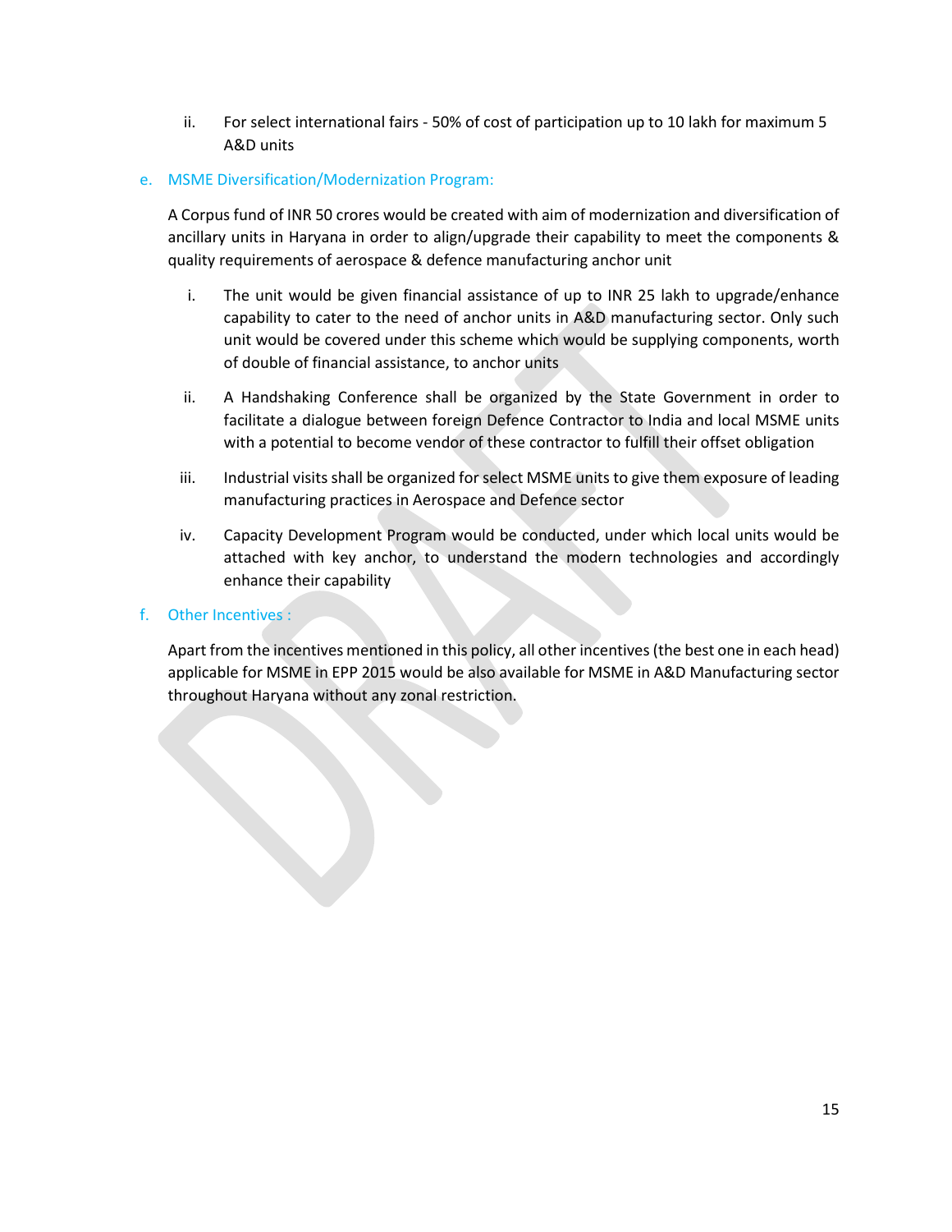ii. For select international fairs - 50% of cost of participation up to 10 lakh for maximum 5 A&D units

e. MSME Diversification/Modernization Program:

A Corpus fund of INR 50 crores would be created with aim of modernization and diversification of ancillary units in Haryana in order to align/upgrade their capability to meet the components & quality requirements of aerospace & defence manufacturing anchor unit

i. The unit would be given financial assistance of up to INR 25 lakh to upgrade/enhance capability to cater to the need of anchor units in A&D manufacturing sector. Only such unit would be covered under this scheme which would be supplying components, worth of double of financial assistance, to anchor units

ii. A Handshaking Conference shall be organized by the State Government in order to facilitate a dialogue between foreign Defence Contractor to India and local MSME units with a potential to become vendor of these contractor to fulfill their offset obligation

iii. Industrial visits shall be organized for select MSME units to give them exposure of leading manufacturing practices in Aerospace and Defence sector

iv. Capacity Development Program would be conducted, under which local units would be attached with key anchor, to understand the modern technologies and accordingly enhance their capability

f. Other Incentives :

Apart from the incentives mentioned in this policy, all other incentives (the best one in each head) applicable for MSME in EPP 2015 would be also available for MSME in A&D Manufacturing sector throughout Haryana without any zonal restriction.